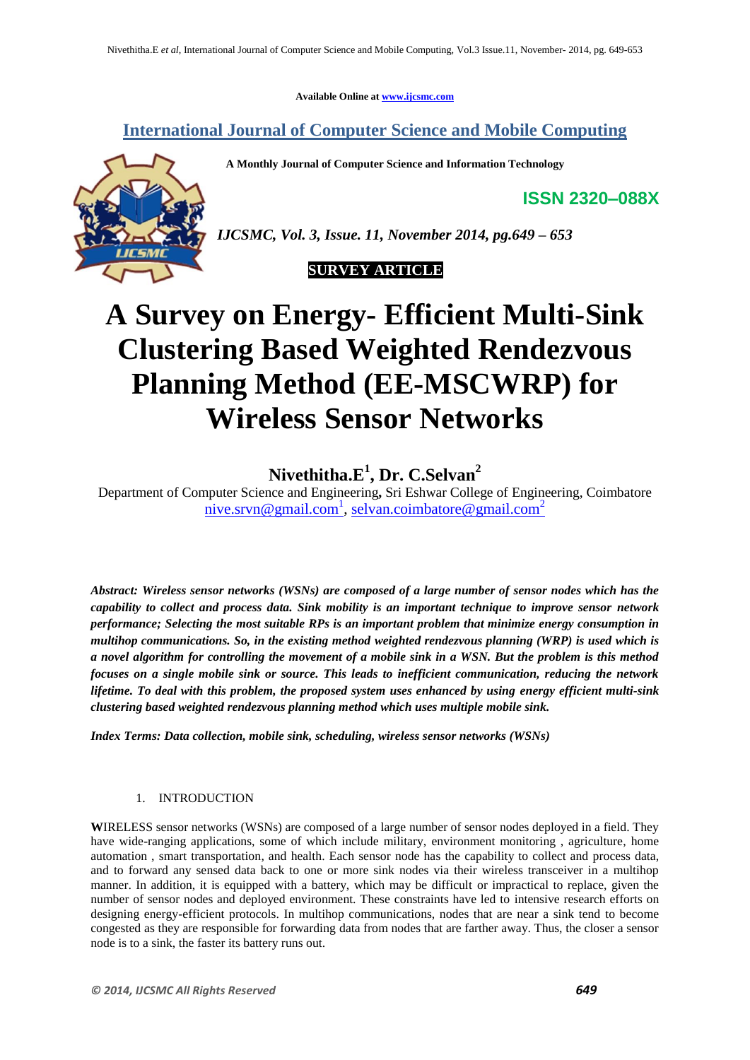Available Online at www.ijcsmc.com

## International Journal of Computer Science and Mobile Computing

**A Monthly Journal of Computer Science and Information Technology**

**ISSN 2320–088X**

*IJCSMC, Vol. 3, Issue. 11, November 2014, pg.649 – 653*

**SURVEY ARTICLE**

# A Survey on Energy- Efficient Multi-Sink Clustering Based Weighted Rendezvous Planning Method (EE-MSCWRP) for Wireless Sensor Networks

**Nivethitha.E[1], Dr. C.Selvan[2]**

Department of Computer Science and Engineering, Sri Eshwar College of Engineering, Coimbatore
nive.srvn@gmail.com[1], selvan.coimbatore@gmail.com[2]

***Abstract:** Wireless sensor networks (WSNs) are composed of a large number of sensor nodes which has the capability to collect and process data. Sink mobility is an important technique to improve sensor network performance; Selecting the most suitable RPs is an important problem that minimize energy consumption in multihop communications. So, in the existing method weighted rendezvous planning (WRP) is used which is a novel algorithm for controlling the movement of a mobile sink in a WSN. But the problem is this method focuses on a single mobile sink or source. This leads to inefficient communication, reducing the network lifetime. To deal with this problem, the proposed system uses enhanced by using energy efficient multi-sink clustering based weighted rendezvous planning method which uses multiple mobile sink.*

***Index Terms:** Data collection, mobile sink, scheduling, wireless sensor networks (WSNs)*

## 1. INTRODUCTION

**W**IRELESS sensor networks (WSNs) are composed of a large number of sensor nodes deployed in a field. They have wide-ranging applications, some of which include military, environment monitoring , agriculture, home automation , smart transportation, and health. Each sensor node has the capability to collect and process data, and to forward any sensed data back to one or more sink nodes via their wireless transceiver in a multihop manner. In addition, it is equipped with a battery, which may be difficult or impractical to replace, given the number of sensor nodes and deployed environment. These constraints have led to intensive research efforts on designing energy-efficient protocols. In multihop communications, nodes that are near a sink tend to become congested as they are responsible for forwarding data from nodes that are farther away. Thus, the closer a sensor node is to a sink, the faster its battery runs out.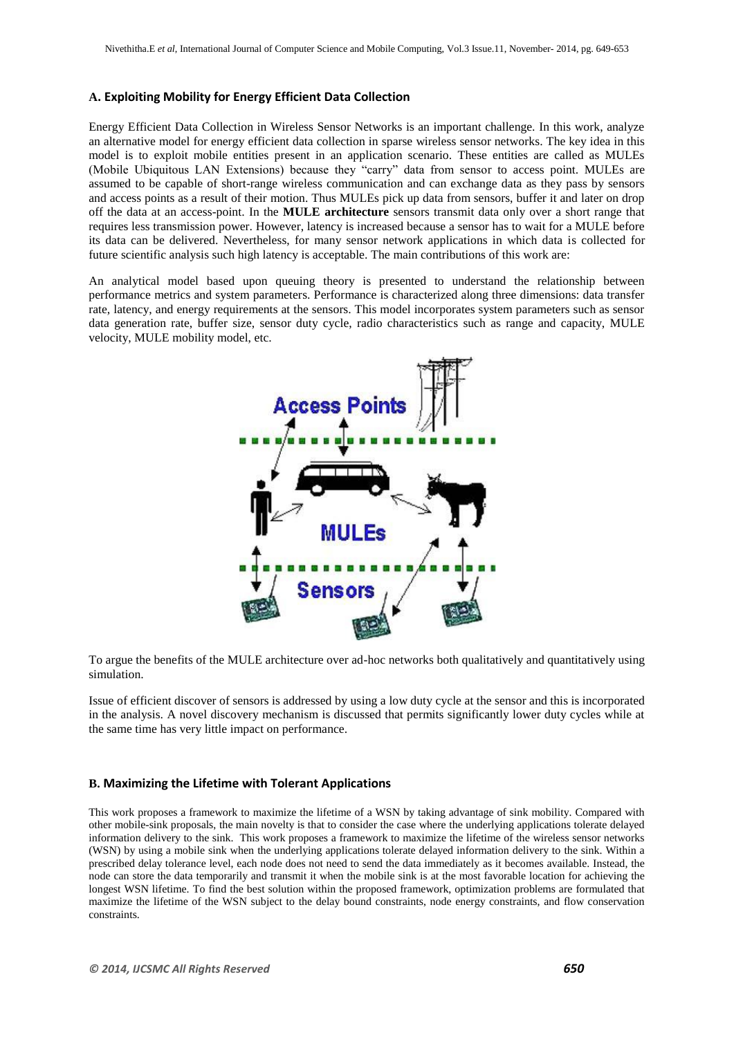### A. Exploiting Mobility for Energy Efficient Data Collection

Energy Efficient Data Collection in Wireless Sensor Networks is an important challenge. In this work, analyze an alternative model for energy efficient data collection in sparse wireless sensor networks. The key idea in this model is to exploit mobile entities present in an application scenario. These entities are called as MULEs (Mobile Ubiquitous LAN Extensions) because they "carry" data from sensor to access point. MULEs are assumed to be capable of short-range wireless communication and can exchange data as they pass by sensors and access points as a result of their motion. Thus MULEs pick up data from sensors, buffer it and later on drop off the data at an access-point. In the **MULE architecture** sensors transmit data only over a short range that requires less transmission power. However, latency is increased because a sensor has to wait for a MULE before its data can be delivered. Nevertheless, for many sensor network applications in which data is collected for future scientific analysis such high latency is acceptable. The main contributions of this work are:

An analytical model based upon queuing theory is presented to understand the relationship between performance metrics and system parameters. Performance is characterized along three dimensions: data transfer rate, latency, and energy requirements at the sensors. This model incorporates system parameters such as sensor data generation rate, buffer size, sensor duty cycle, radio characteristics such as range and capacity, MULE velocity, MULE mobility model, etc.

To argue the benefits of the MULE architecture over ad-hoc networks both qualitatively and quantitatively using simulation.

Issue of efficient discover of sensors is addressed by using a low duty cycle at the sensor and this is incorporated in the analysis. A novel discovery mechanism is discussed that permits significantly lower duty cycles while at the same time has very little impact on performance.

### B. Maximizing the Lifetime with Tolerant Applications

This work proposes a framework to maximize the lifetime of a WSN by taking advantage of sink mobility. Compared with other mobile-sink proposals, the main novelty is that to consider the case where the underlying applications tolerate delayed information delivery to the sink. This work proposes a framework to maximize the lifetime of the wireless sensor networks (WSN) by using a mobile sink when the underlying applications tolerate delayed information delivery to the sink. Within a prescribed delay tolerance level, each node does not need to send the data immediately as it becomes available. Instead, the node can store the data temporarily and transmit it when the mobile sink is at the most favorable location for achieving the longest WSN lifetime. To find the best solution within the proposed framework, optimization problems are formulated that maximize the lifetime of the WSN subject to the delay bound constraints, node energy constraints, and flow conservation constraints.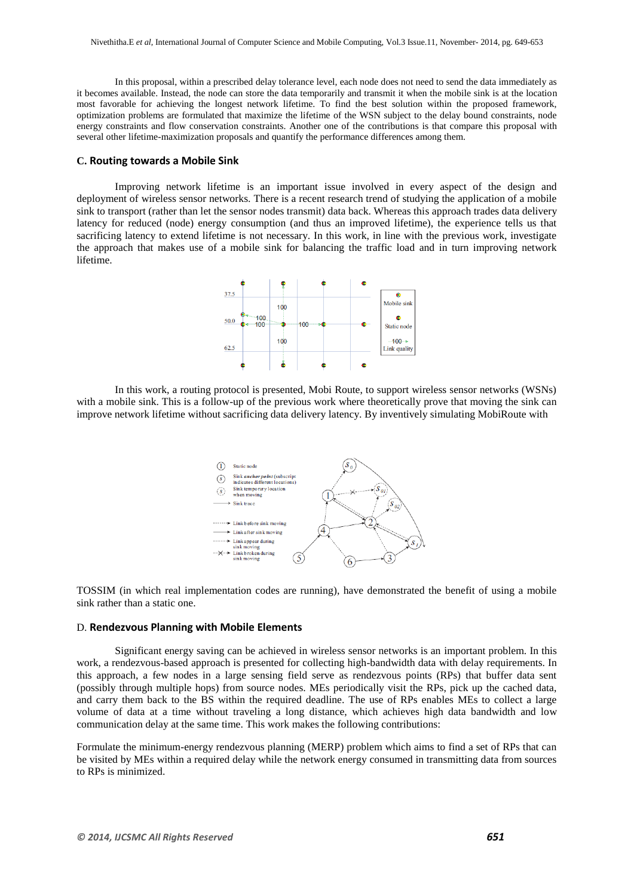In this proposal, within a prescribed delay tolerance level, each node does not need to send the data immediately as it becomes available. Instead, the node can store the data temporarily and transmit it when the mobile sink is at the location most favorable for achieving the longest network lifetime. To find the best solution within the proposed framework, optimization problems are formulated that maximize the lifetime of the WSN subject to the delay bound constraints, node energy constraints and flow conservation constraints. Another one of the contributions is that compare this proposal with several other lifetime-maximization proposals and quantify the performance differences among them.

### C. Routing towards a Mobile Sink

Improving network lifetime is an important issue involved in every aspect of the design and deployment of wireless sensor networks. There is a recent research trend of studying the application of a mobile sink to transport (rather than let the sensor nodes transmit) data back. Whereas this approach trades data delivery latency for reduced (node) energy consumption (and thus an improved lifetime), the experience tells us that sacrificing latency to extend lifetime is not necessary. In this work, in line with the previous work, investigate the approach that makes use of a mobile sink for balancing the traffic load and in turn improving network lifetime.

In this work, a routing protocol is presented, Mobi Route, to support wireless sensor networks (WSNs) with a mobile sink. This is a follow-up of the previous work where theoretically prove that moving the sink can improve network lifetime without sacrificing data delivery latency. By inventively simulating MobiRoute with TOSSIM (in which real implementation codes are running), have demonstrated the benefit of using a mobile sink rather than a static one.

### D. Rendezvous Planning with Mobile Elements

Significant energy saving can be achieved in wireless sensor networks is an important problem. In this work, a rendezvous-based approach is presented for collecting high-bandwidth data with delay requirements. In this approach, a few nodes in a large sensing field serve as rendezvous points (RPs) that buffer data sent (possibly through multiple hops) from source nodes. MEs periodically visit the RPs, pick up the cached data, and carry them back to the BS within the required deadline. The use of RPs enables MEs to collect a large volume of data at a time without traveling a long distance, which achieves high data bandwidth and low communication delay at the same time. This work makes the following contributions:

Formulate the minimum-energy rendezvous planning (MERP) problem which aims to find a set of RPs that can be visited by MEs within a required delay while the network energy consumed in transmitting data from sources to RPs is minimized.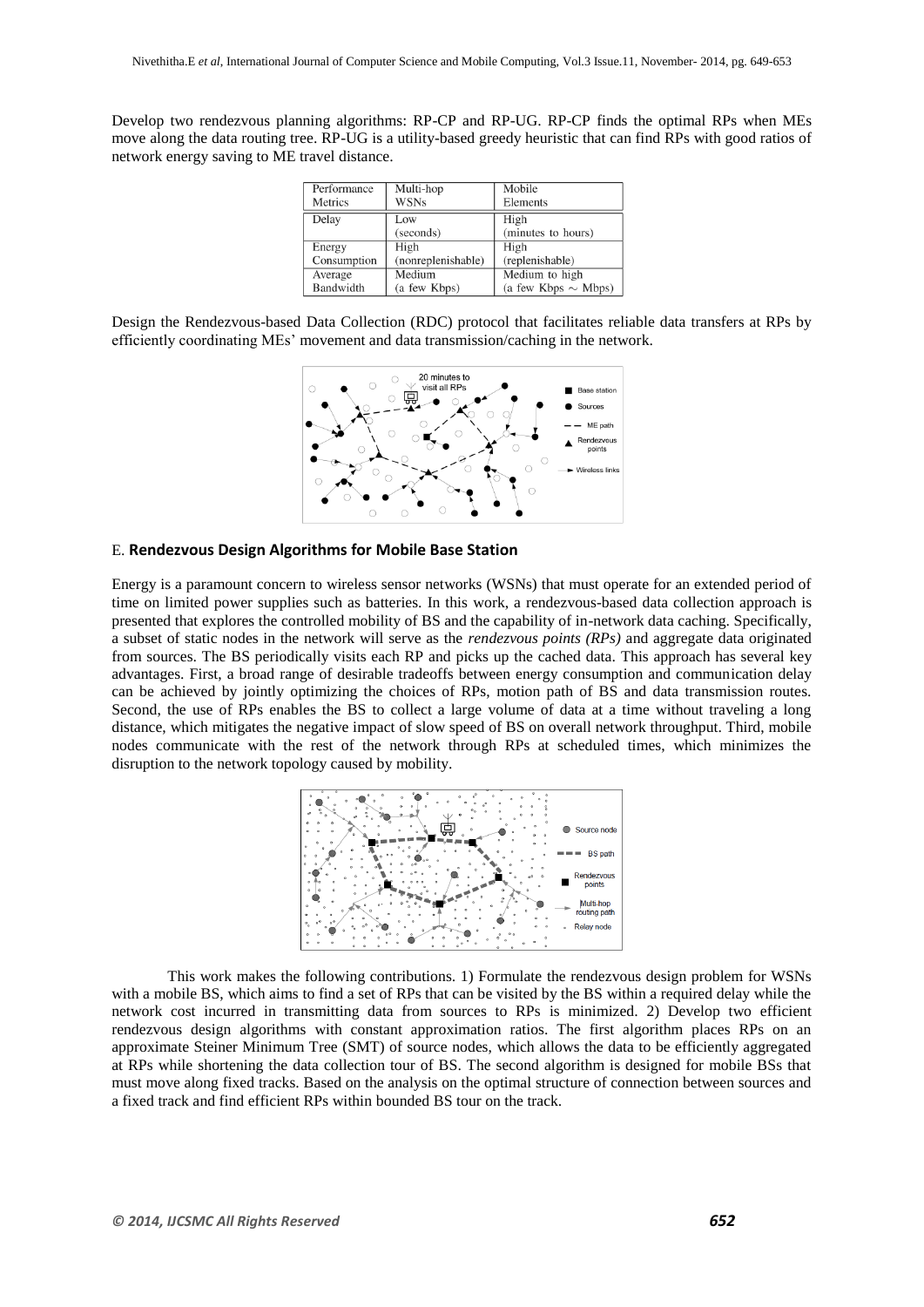Develop two rendezvous planning algorithms: RP-CP and RP-UG. RP-CP finds the optimal RPs when MEs move along the data routing tree. RP-UG is a utility-based greedy heuristic that can find RPs with good ratios of network energy saving to ME travel distance.

| Performance Metrics | Multi-hop WSNs | Mobile Elements |
| --- | --- | --- |
| Delay | Low (seconds) | High (minutes to hours) |
| Energy Consumption | High (nonreplenishable) | High (replenishable) |
| Average Bandwidth | Medium (a few Kbps) | Medium to high (a few Kbps $\sim$ Mbps) |

Design the Rendezvous-based Data Collection (RDC) protocol that facilitates reliable data transfers at RPs by efficiently coordinating MEs' movement and data transmission/caching in the network.

## E. **Rendezvous Design Algorithms for Mobile Base Station**

Energy is a paramount concern to wireless sensor networks (WSNs) that must operate for an extended period of time on limited power supplies such as batteries. In this work, a rendezvous-based data collection approach is presented that explores the controlled mobility of BS and the capability of in-network data caching. Specifically, a subset of static nodes in the network will serve as the *rendezvous points (RPs)* and aggregate data originated from sources. The BS periodically visits each RP and picks up the cached data. This approach has several key advantages. First, a broad range of desirable tradeoffs between energy consumption and communication delay can be achieved by jointly optimizing the choices of RPs, motion path of BS and data transmission routes. Second, the use of RPs enables the BS to collect a large volume of data at a time without traveling a long distance, which mitigates the negative impact of slow speed of BS on overall network throughput. Third, mobile nodes communicate with the rest of the network through RPs at scheduled times, which minimizes the disruption to the network topology caused by mobility.

This work makes the following contributions. 1) Formulate the rendezvous design problem for WSNs with a mobile BS, which aims to find a set of RPs that can be visited by the BS within a required delay while the network cost incurred in transmitting data from sources to RPs is minimized. 2) Develop two efficient rendezvous design algorithms with constant approximation ratios. The first algorithm places RPs on an approximate Steiner Minimum Tree (SMT) of source nodes, which allows the data to be efficiently aggregated at RPs while shortening the data collection tour of BS. The second algorithm is designed for mobile BSs that must move along fixed tracks. Based on the analysis on the optimal structure of connection between sources and a fixed track and find efficient RPs within bounded BS tour on the track.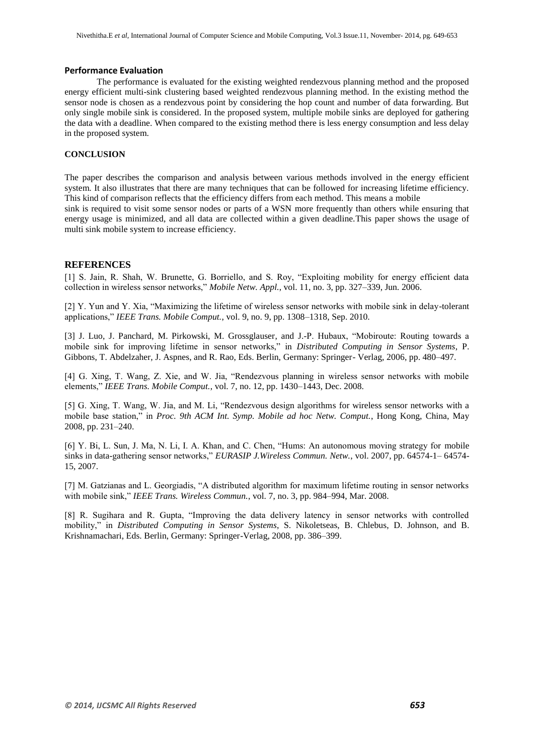### Performance Evaluation

The performance is evaluated for the existing weighted rendezvous planning method and the proposed energy efficient multi-sink clustering based weighted rendezvous planning method. In the existing method the sensor node is chosen as a rendezvous point by considering the hop count and number of data forwarding. But only single mobile sink is considered. In the proposed system, multiple mobile sinks are deployed for gathering the data with a deadline. When compared to the existing method there is less energy consumption and less delay in the proposed system.

## CONCLUSION

The paper describes the comparison and analysis between various methods involved in the energy efficient system. It also illustrates that there are many techniques that can be followed for increasing lifetime efficiency. This kind of comparison reflects that the efficiency differs from each method. This means a mobile sink is required to visit some sensor nodes or parts of a WSN more frequently than others while ensuring that energy usage is minimized, and all data are collected within a given deadline.This paper shows the usage of multi sink mobile system to increase efficiency.

## REFERENCES

[1] S. Jain, R. Shah, W. Brunette, G. Borriello, and S. Roy, "Exploiting mobility for energy efficient data collection in wireless sensor networks," *Mobile Netw. Appl.*, vol. 11, no. 3, pp. 327–339, Jun. 2006.

[2] Y. Yun and Y. Xia, "Maximizing the lifetime of wireless sensor networks with mobile sink in delay-tolerant applications," *IEEE Trans. Mobile Comput.*, vol. 9, no. 9, pp. 1308–1318, Sep. 2010.

[3] J. Luo, J. Panchard, M. Pirkowski, M. Grossglauser, and J.-P. Hubaux, "Mobiroute: Routing towards a mobile sink for improving lifetime in sensor networks," in *Distributed Computing in Sensor Systems*, P. Gibbons, T. Abdelzaher, J. Aspnes, and R. Rao, Eds. Berlin, Germany: Springer- Verlag, 2006, pp. 480–497.

[4] G. Xing, T. Wang, Z. Xie, and W. Jia, "Rendezvous planning in wireless sensor networks with mobile elements," *IEEE Trans. Mobile Comput.*, vol. 7, no. 12, pp. 1430–1443, Dec. 2008.

[5] G. Xing, T. Wang, W. Jia, and M. Li, "Rendezvous design algorithms for wireless sensor networks with a mobile base station," in *Proc. 9th ACM Int. Symp. Mobile ad hoc Netw. Comput.*, Hong Kong, China, May 2008, pp. 231–240.

[6] Y. Bi, L. Sun, J. Ma, N. Li, I. A. Khan, and C. Chen, "Hums: An autonomous moving strategy for mobile sinks in data-gathering sensor networks," *EURASIP J.Wireless Commun. Netw.*, vol. 2007, pp. 64574-1– 64574-15, 2007.

[7] M. Gatzianas and L. Georgiadis, "A distributed algorithm for maximum lifetime routing in sensor networks with mobile sink," *IEEE Trans. Wireless Commun.*, vol. 7, no. 3, pp. 984–994, Mar. 2008.

[8] R. Sugihara and R. Gupta, "Improving the data delivery latency in sensor networks with controlled mobility," in *Distributed Computing in Sensor Systems*, S. Nikoletseas, B. Chlebus, D. Johnson, and B. Krishnamachari, Eds. Berlin, Germany: Springer-Verlag, 2008, pp. 386–399.